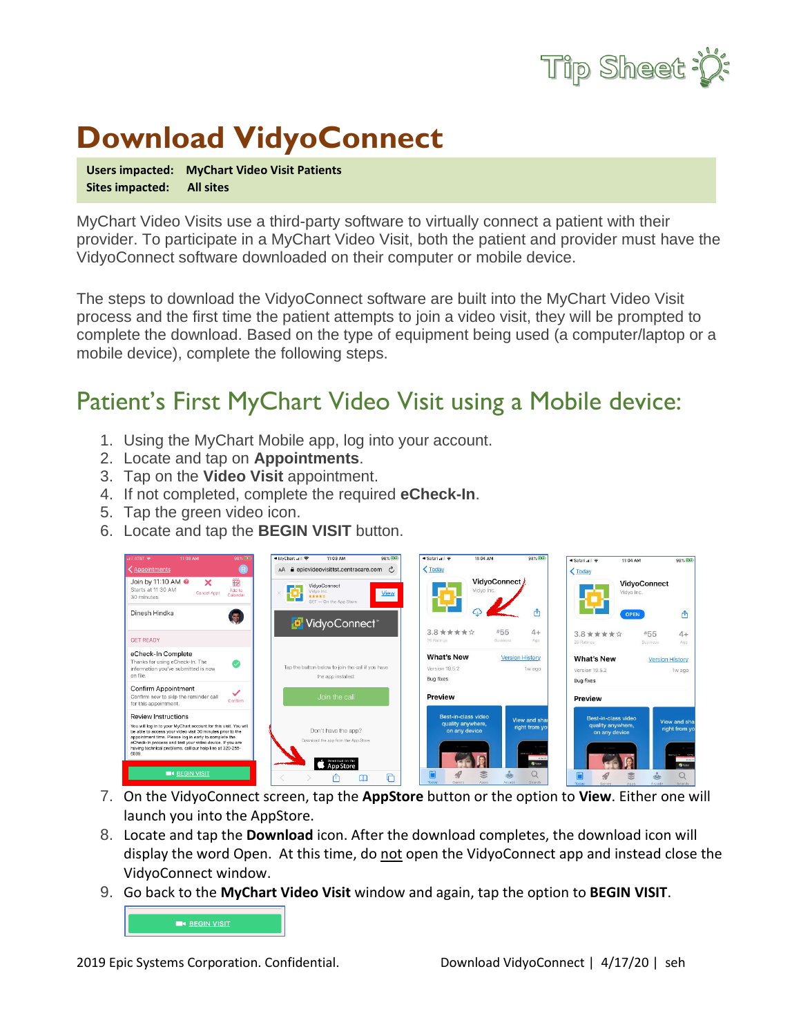# Download VidyoConnect

**Users impacted: MyChart Video Visit Patients**
**Sites impacted: All sites**

MyChart Video Visits use a third-party software to virtually connect a patient with their provider. To participate in a MyChart Video Visit, both the patient and provider must have the VidyoConnect software downloaded on their computer or mobile device.

The steps to download the VidyoConnect software are built into the MyChart Video Visit process and the first time the patient attempts to join a video visit, they will be prompted to complete the download. Based on the type of equipment being used (a computer/laptop or a mobile device), complete the following steps.

## Patient's First MyChart Video Visit using a Mobile device:

1. Using the MyChart Mobile app, log into your account.
2. Locate and tap on **Appointments**.
3. Tap on the **Video Visit** appointment.
4. If not completed, complete the required **eCheck-In**.
5. Tap the green video icon.
6. Locate and tap the **BEGIN VISIT** button.
7. On the VidyoConnect screen, tap the **AppStore** button or the option to **View**. Either one will launch you into the AppStore.
8. Locate and tap the **Download** icon. After the download completes, the download icon will display the word Open. At this time, do not open the VidyoConnect app and instead close the VidyoConnect window.
9. Go back to the **MyChart Video Visit** window and again, tap the option to **BEGIN VISIT**.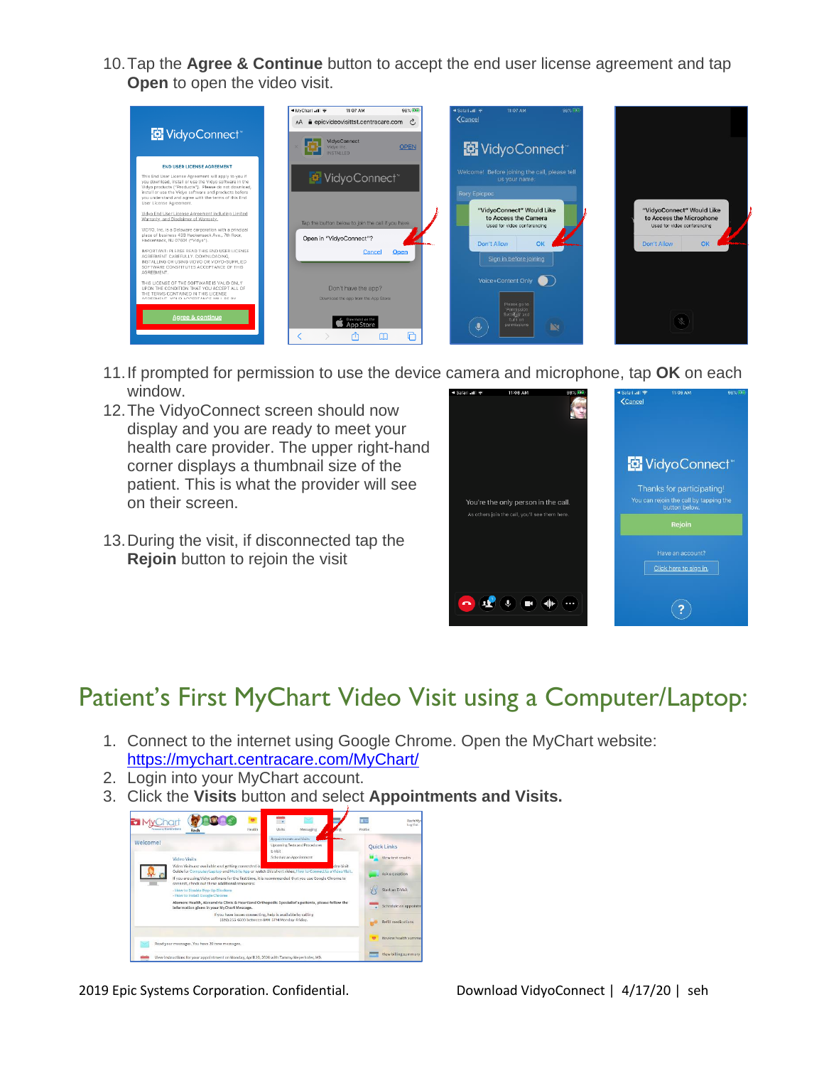10. Tap the **Agree & Continue** button to accept the end user license agreement and tap **Open** to open the video visit.

11. If prompted for permission to use the device camera and microphone, tap **OK** on each window.
12. The VidyoConnect screen should now display and you are ready to meet your health care provider. The upper right-hand corner displays a thumbnail size of the patient. This is what the provider will see on their screen.
13. During the visit, if disconnected tap the **Rejoin** button to rejoin the visit

## Patient's First MyChart Video Visit using a Computer/Laptop:

1. Connect to the internet using Google Chrome. Open the MyChart website: https://mychart.centracare.com/MyChart/
2. Login into your MyChart account.
3. Click the **Visits** button and select **Appointments and Visits.**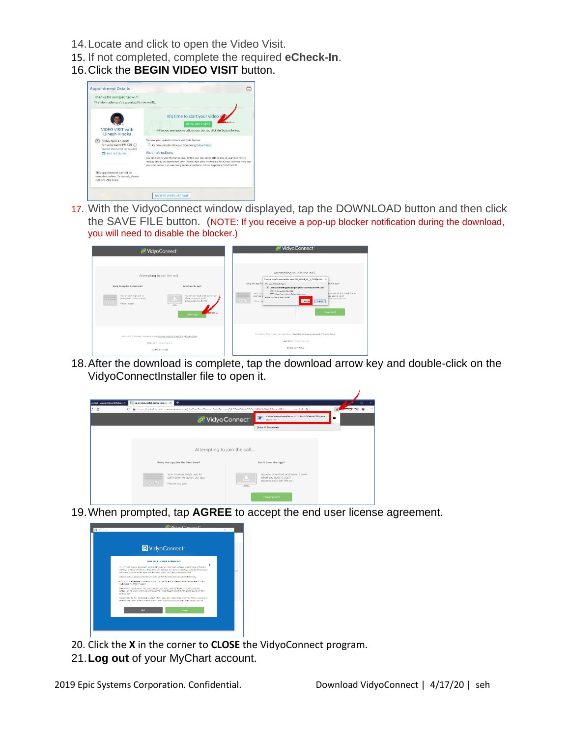14. Locate and click to open the Video Visit.
15. If not completed, complete the required **eCheck-In**.
16. Click the **BEGIN VIDEO VISIT** button.

17. With the VidyoConnect window displayed, tap the DOWNLOAD button and then click the SAVE FILE button. (NOTE: If you receive a pop-up blocker notification during the download, you will need to disable the blocker.)

18. After the download is complete, tap the download arrow key and double-click on the VidyoConnectInstaller file to open it.

19. When prompted, tap **AGREE** to accept the end user license agreement.

20. Click the **X** in the corner to **CLOSE** the VidyoConnect program.
21. **Log out** of your MyChart account.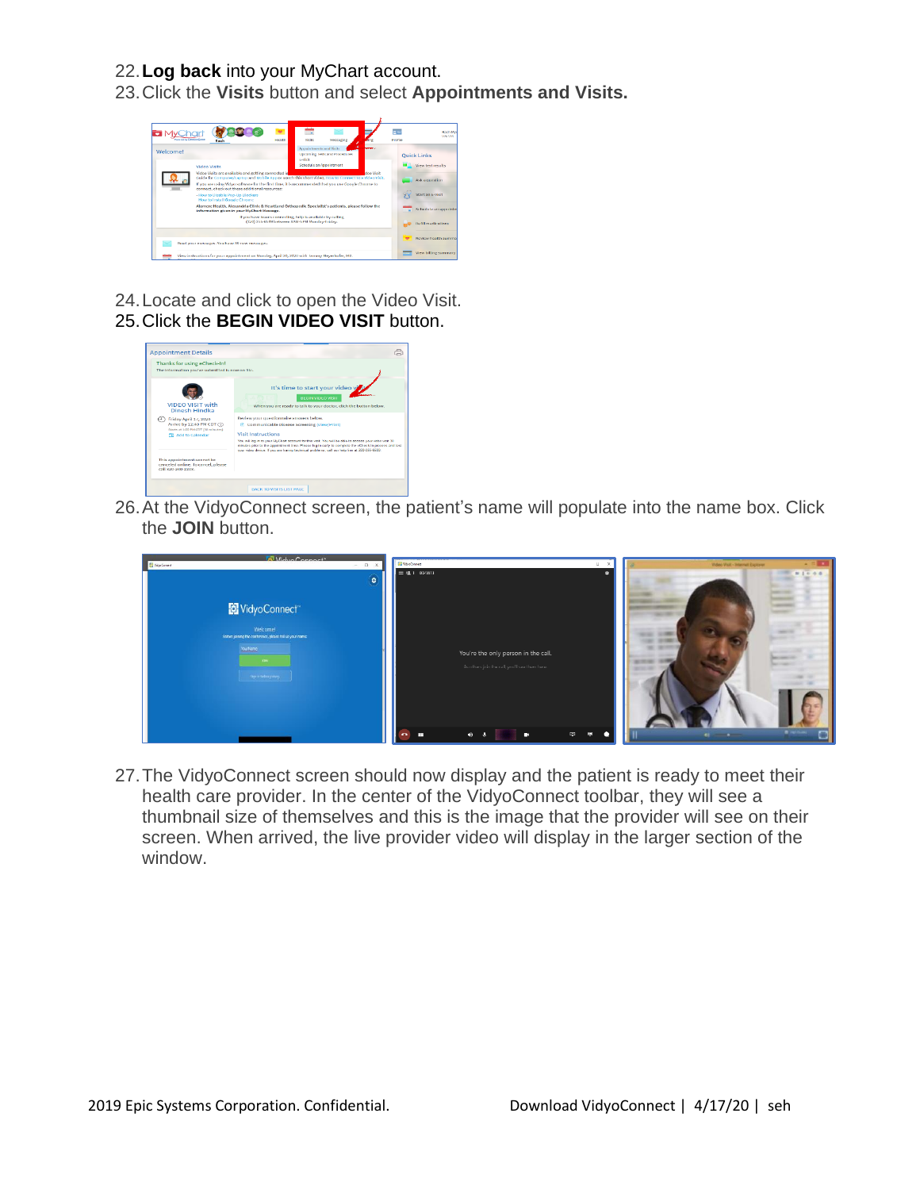22. **Log back** into your MyChart account.
23. Click the **Visits** button and select **Appointments and Visits.**

24. Locate and click to open the Video Visit.
25. Click the **BEGIN VIDEO VISIT** button.

26. At the VidyoConnect screen, the patient's name will populate into the name box. Click the **JOIN** button.

27. The VidyoConnect screen should now display and the patient is ready to meet their health care provider. In the center of the VidyoConnect toolbar, they will see a thumbnail size of themselves and this is the image that the provider will see on their screen. When arrived, the live provider video will display in the larger section of the window.